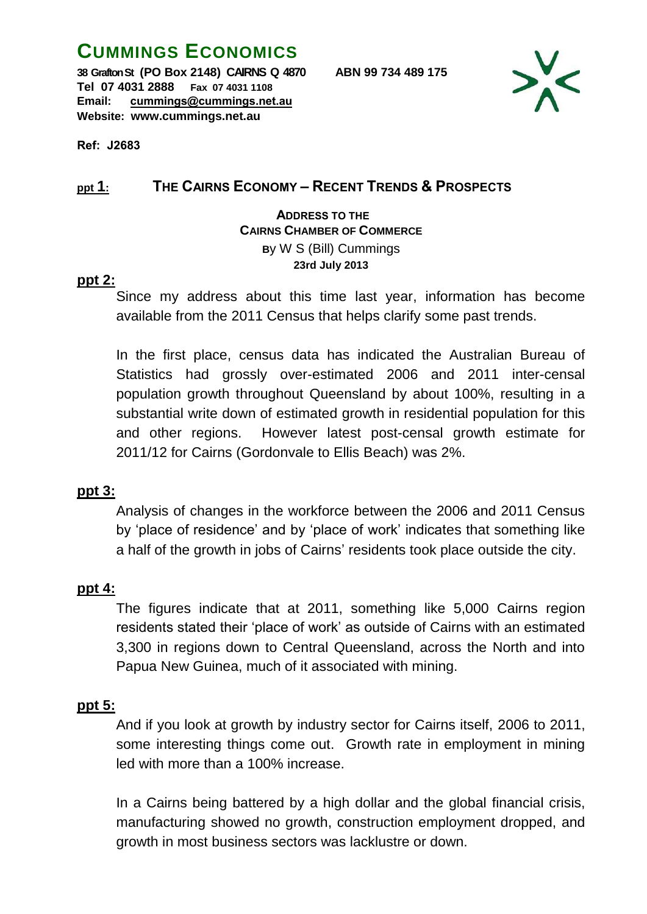# CUMMINGS ECONOMICS

**38 Grafton St (PO Box 2148) CAIRNS Q 4870 ABN 99 734 489 175**
**Tel 07 4031 2888 Fax 07 4031 1108**
**Email: cummings@cummings.net.au**
**Website: www.cummings.net.au**

**Ref: J2683**

## ppt 1: THE CAIRNS ECONOMY – RECENT TRENDS & PROSPECTS

**ADDRESS TO THE**
**CAIRNS CHAMBER OF COMMERCE**
**BY** W S (Bill) Cummings
**23rd July 2013**

**ppt 2:**

Since my address about this time last year, information has become available from the 2011 Census that helps clarify some past trends.

In the first place, census data has indicated the Australian Bureau of Statistics had grossly over-estimated 2006 and 2011 inter-censal population growth throughout Queensland by about 100%, resulting in a substantial write down of estimated growth in residential population for this and other regions. However latest post-censal growth estimate for 2011/12 for Cairns (Gordonvale to Ellis Beach) was 2%.

**ppt 3:**

Analysis of changes in the workforce between the 2006 and 2011 Census by 'place of residence' and by 'place of work' indicates that something like a half of the growth in jobs of Cairns' residents took place outside the city.

**ppt 4:**

The figures indicate that at 2011, something like 5,000 Cairns region residents stated their 'place of work' as outside of Cairns with an estimated 3,300 in regions down to Central Queensland, across the North and into Papua New Guinea, much of it associated with mining.

**ppt 5:**

And if you look at growth by industry sector for Cairns itself, 2006 to 2011, some interesting things come out. Growth rate in employment in mining led with more than a 100% increase.

In a Cairns being battered by a high dollar and the global financial crisis, manufacturing showed no growth, construction employment dropped, and growth in most business sectors was lacklustre or down.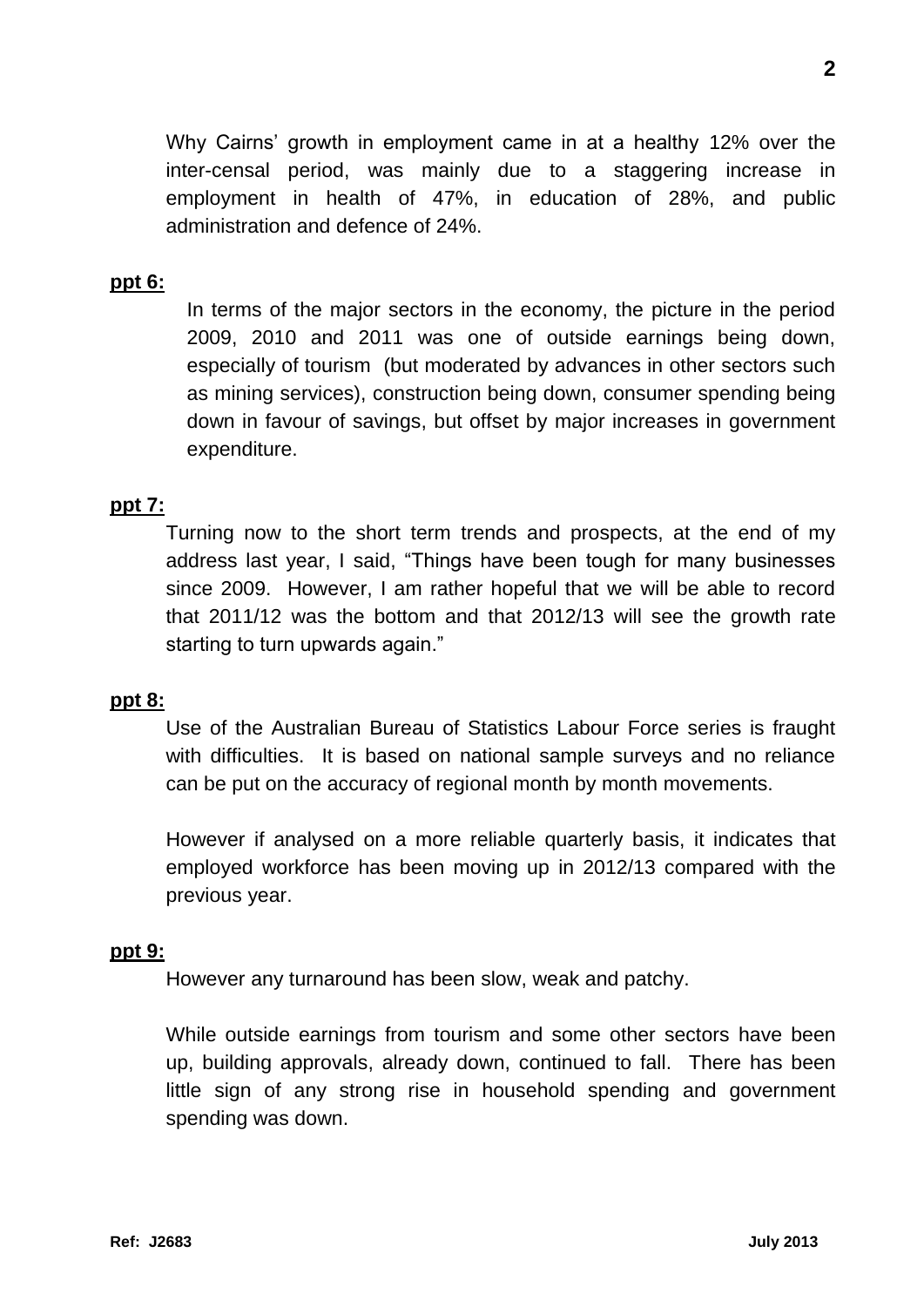Why Cairns' growth in employment came in at a healthy 12% over the inter-censal period, was mainly due to a staggering increase in employment in health of 47%, in education of 28%, and public administration and defence of 24%.

**ppt 6:**

In terms of the major sectors in the economy, the picture in the period 2009, 2010 and 2011 was one of outside earnings being down, especially of tourism (but moderated by advances in other sectors such as mining services), construction being down, consumer spending being down in favour of savings, but offset by major increases in government expenditure.

**ppt 7:**

Turning now to the short term trends and prospects, at the end of my address last year, I said, "Things have been tough for many businesses since 2009. However, I am rather hopeful that we will be able to record that 2011/12 was the bottom and that 2012/13 will see the growth rate starting to turn upwards again."

**ppt 8:**

Use of the Australian Bureau of Statistics Labour Force series is fraught with difficulties. It is based on national sample surveys and no reliance can be put on the accuracy of regional month by month movements.

However if analysed on a more reliable quarterly basis, it indicates that employed workforce has been moving up in 2012/13 compared with the previous year.

**ppt 9:**

However any turnaround has been slow, weak and patchy.

While outside earnings from tourism and some other sectors have been up, building approvals, already down, continued to fall. There has been little sign of any strong rise in household spending and government spending was down.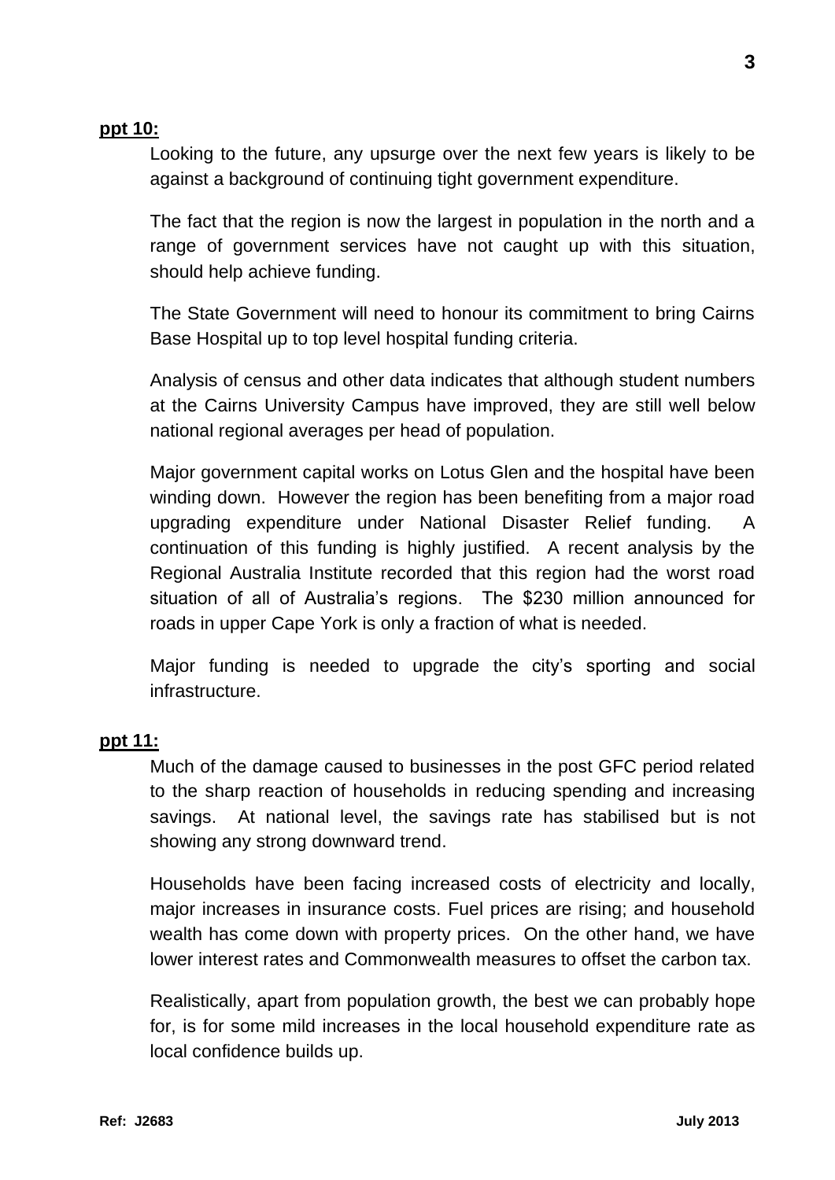**ppt 10:**

Looking to the future, any upsurge over the next few years is likely to be against a background of continuing tight government expenditure.

The fact that the region is now the largest in population in the north and a range of government services have not caught up with this situation, should help achieve funding.

The State Government will need to honour its commitment to bring Cairns Base Hospital up to top level hospital funding criteria.

Analysis of census and other data indicates that although student numbers at the Cairns University Campus have improved, they are still well below national regional averages per head of population.

Major government capital works on Lotus Glen and the hospital have been winding down. However the region has been benefiting from a major road upgrading expenditure under National Disaster Relief funding. A continuation of this funding is highly justified. A recent analysis by the Regional Australia Institute recorded that this region had the worst road situation of all of Australia's regions. The $230 million announced for roads in upper Cape York is only a fraction of what is needed.

Major funding is needed to upgrade the city's sporting and social infrastructure.

**ppt 11:**

Much of the damage caused to businesses in the post GFC period related to the sharp reaction of households in reducing spending and increasing savings. At national level, the savings rate has stabilised but is not showing any strong downward trend.

Households have been facing increased costs of electricity and locally, major increases in insurance costs. Fuel prices are rising; and household wealth has come down with property prices. On the other hand, we have lower interest rates and Commonwealth measures to offset the carbon tax.

Realistically, apart from population growth, the best we can probably hope for, is for some mild increases in the local household expenditure rate as local confidence builds up.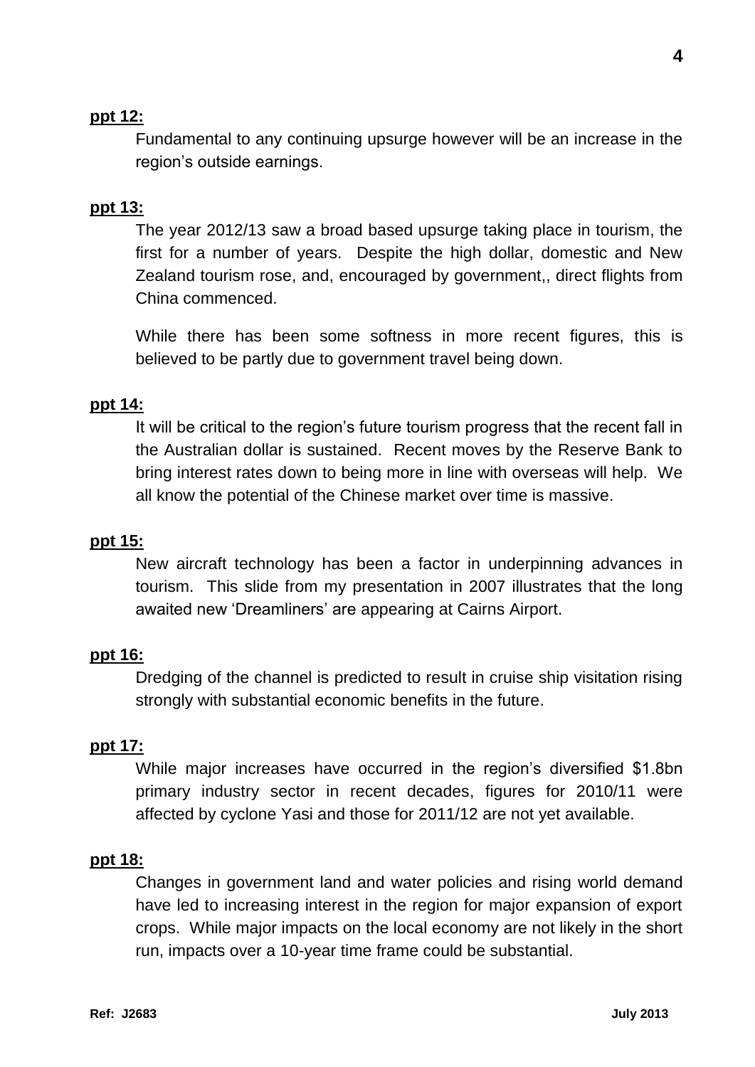**ppt 12:**

Fundamental to any continuing upsurge however will be an increase in the region's outside earnings.

**ppt 13:**

The year 2012/13 saw a broad based upsurge taking place in tourism, the first for a number of years. Despite the high dollar, domestic and New Zealand tourism rose, and, encouraged by government,, direct flights from China commenced.

While there has been some softness in more recent figures, this is believed to be partly due to government travel being down.

**ppt 14:**

It will be critical to the region's future tourism progress that the recent fall in the Australian dollar is sustained. Recent moves by the Reserve Bank to bring interest rates down to being more in line with overseas will help. We all know the potential of the Chinese market over time is massive.

**ppt 15:**

New aircraft technology has been a factor in underpinning advances in tourism. This slide from my presentation in 2007 illustrates that the long awaited new 'Dreamliners' are appearing at Cairns Airport.

**ppt 16:**

Dredging of the channel is predicted to result in cruise ship visitation rising strongly with substantial economic benefits in the future.

**ppt 17:**

While major increases have occurred in the region's diversified $1.8bn primary industry sector in recent decades, figures for 2010/11 were affected by cyclone Yasi and those for 2011/12 are not yet available.

**ppt 18:**

Changes in government land and water policies and rising world demand have led to increasing interest in the region for major expansion of export crops. While major impacts on the local economy are not likely in the short run, impacts over a 10-year time frame could be substantial.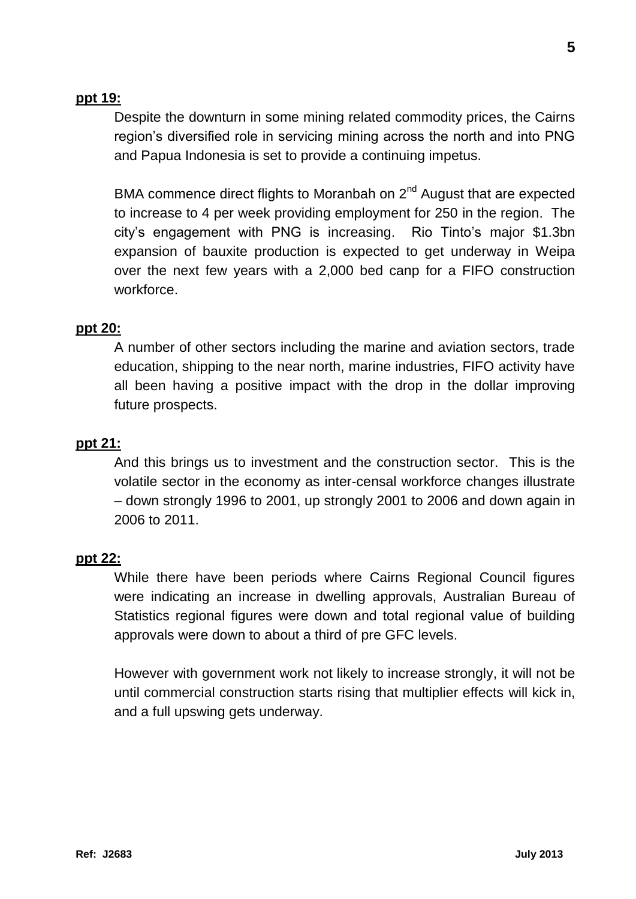**ppt 19:**

Despite the downturn in some mining related commodity prices, the Cairns region's diversified role in servicing mining across the north and into PNG and Papua Indonesia is set to provide a continuing impetus.

BMA commence direct flights to Moranbah on 2nd August that are expected to increase to 4 per week providing employment for 250 in the region. The city's engagement with PNG is increasing. Rio Tinto's major $1.3bn expansion of bauxite production is expected to get underway in Weipa over the next few years with a 2,000 bed canp for a FIFO construction workforce.

**ppt 20:**

A number of other sectors including the marine and aviation sectors, trade education, shipping to the near north, marine industries, FIFO activity have all been having a positive impact with the drop in the dollar improving future prospects.

**ppt 21:**

And this brings us to investment and the construction sector. This is the volatile sector in the economy as inter-censal workforce changes illustrate – down strongly 1996 to 2001, up strongly 2001 to 2006 and down again in 2006 to 2011.

**ppt 22:**

While there have been periods where Cairns Regional Council figures were indicating an increase in dwelling approvals, Australian Bureau of Statistics regional figures were down and total regional value of building approvals were down to about a third of pre GFC levels.

However with government work not likely to increase strongly, it will not be until commercial construction starts rising that multiplier effects will kick in, and a full upswing gets underway.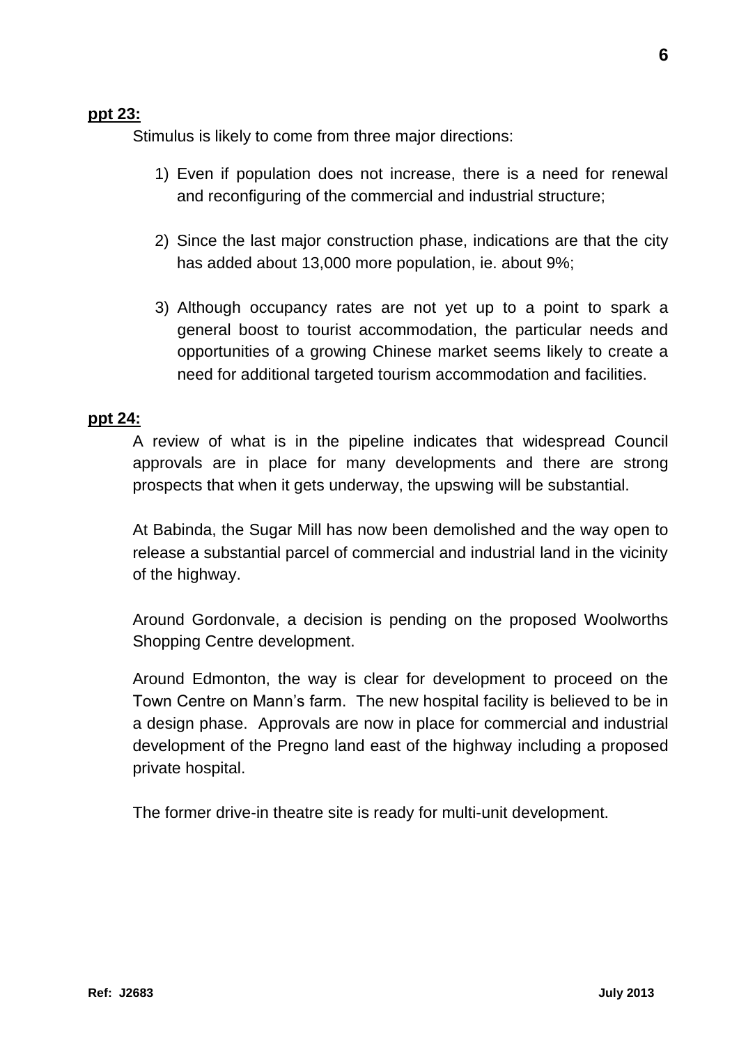**ppt 23:**

Stimulus is likely to come from three major directions:

1) Even if population does not increase, there is a need for renewal and reconfiguring of the commercial and industrial structure;

2) Since the last major construction phase, indications are that the city has added about 13,000 more population, ie. about 9%;

3) Although occupancy rates are not yet up to a point to spark a general boost to tourist accommodation, the particular needs and opportunities of a growing Chinese market seems likely to create a need for additional targeted tourism accommodation and facilities.

**ppt 24:**

A review of what is in the pipeline indicates that widespread Council approvals are in place for many developments and there are strong prospects that when it gets underway, the upswing will be substantial.

At Babinda, the Sugar Mill has now been demolished and the way open to release a substantial parcel of commercial and industrial land in the vicinity of the highway.

Around Gordonvale, a decision is pending on the proposed Woolworths Shopping Centre development.

Around Edmonton, the way is clear for development to proceed on the Town Centre on Mann's farm. The new hospital facility is believed to be in a design phase. Approvals are now in place for commercial and industrial development of the Pregno land east of the highway including a proposed private hospital.

The former drive-in theatre site is ready for multi-unit development.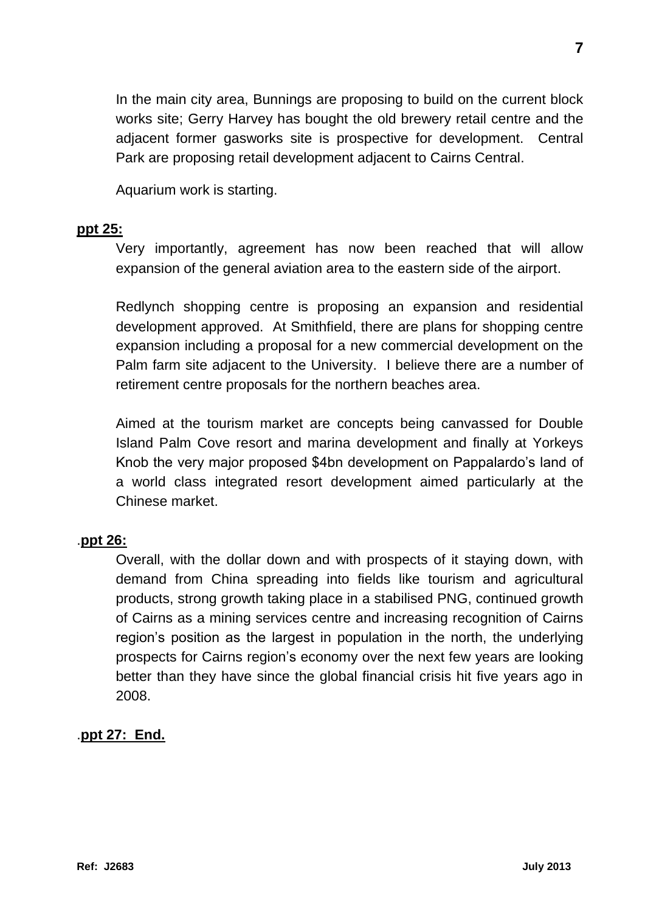In the main city area, Bunnings are proposing to build on the current block works site; Gerry Harvey has bought the old brewery retail centre and the adjacent former gasworks site is prospective for development. Central Park are proposing retail development adjacent to Cairns Central.

Aquarium work is starting.

**ppt 25:**

Very importantly, agreement has now been reached that will allow expansion of the general aviation area to the eastern side of the airport.

Redlynch shopping centre is proposing an expansion and residential development approved. At Smithfield, there are plans for shopping centre expansion including a proposal for a new commercial development on the Palm farm site adjacent to the University. I believe there are a number of retirement centre proposals for the northern beaches area.

Aimed at the tourism market are concepts being canvassed for Double Island Palm Cove resort and marina development and finally at Yorkeys Knob the very major proposed $4bn development on Pappalardo's land of a world class integrated resort development aimed particularly at the Chinese market.

.**ppt 26:**

Overall, with the dollar down and with prospects of it staying down, with demand from China spreading into fields like tourism and agricultural products, strong growth taking place in a stabilised PNG, continued growth of Cairns as a mining services centre and increasing recognition of Cairns region's position as the largest in population in the north, the underlying prospects for Cairns region's economy over the next few years are looking better than they have since the global financial crisis hit five years ago in 2008.

.**ppt 27: End.**